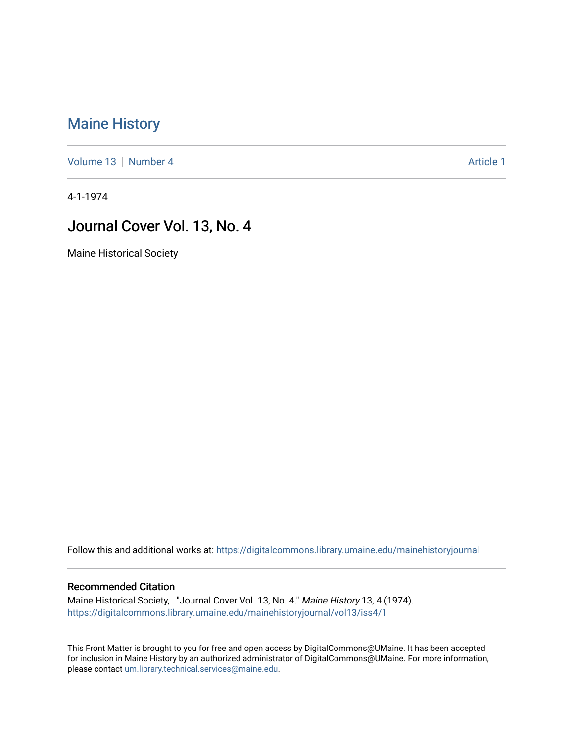# Maine History

Volume 13 | Number 4 Article 1

4-1-1974

## Journal Cover Vol. 13, No. 4

Maine Historical Society

Follow this and additional works at: https://digitalcommons.library.umaine.edu/mainehistoryjournal

### Recommended Citation

Maine Historical Society, . "Journal Cover Vol. 13, No. 4." *Maine History* 13, 4 (1974).
https://digitalcommons.library.umaine.edu/mainehistoryjournal/vol13/iss4/1

This Front Matter is brought to you for free and open access by DigitalCommons@UMaine. It has been accepted for inclusion in Maine History by an authorized administrator of DigitalCommons@UMaine. For more information, please contact um.library.technical.services@maine.edu.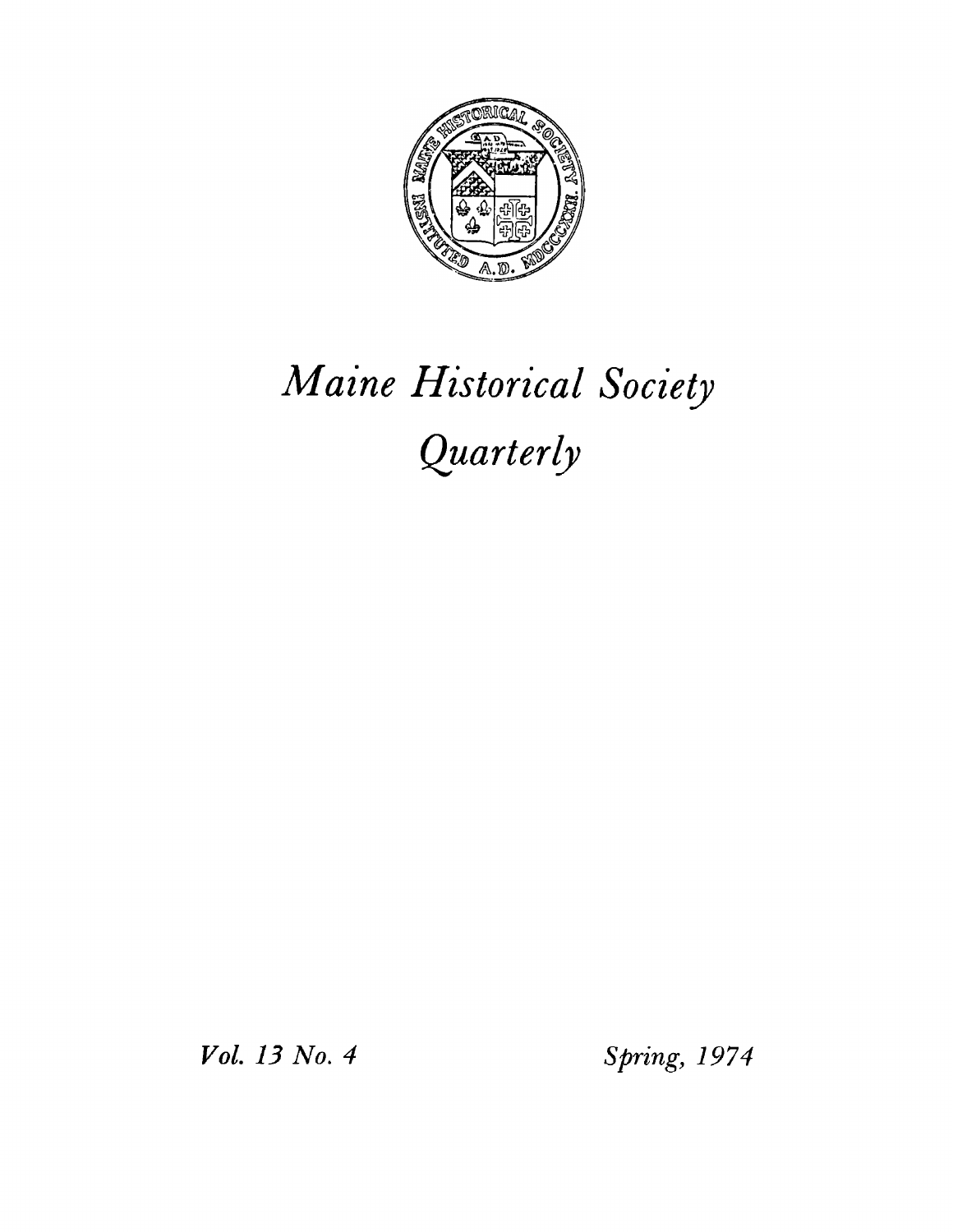# Maine Historical Society Quarterly

*Vol. 13 No. 4* *Spring, 1974*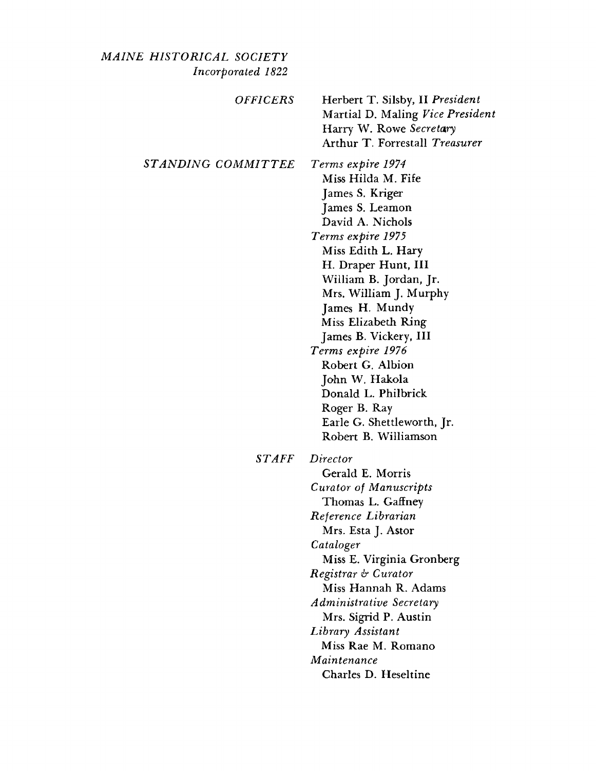*MAINE HISTORICAL SOCIETY*
*Incorporated 1822*

*OFFICERS*

Herbert T. Silsby, II *President*
Martial D. Maling *Vice President*
Harry W. Rowe *Secretary*
Arthur T. Forrestall *Treasurer*

*STANDING COMMITTEE*

*Terms expire 1974*

Miss Hilda M. Fife
James S. Kriger
James S. Leamon
David A. Nichols

*Terms expire 1975*

Miss Edith L. Hary
H. Draper Hunt, III
William B. Jordan, Jr.
Mrs. William J. Murphy
James H. Mundy
Miss Elizabeth Ring
James B. Vickery, III

*Terms expire 1976*

Robert G. Albion
John W. Hakola
Donald L. Philbrick
Roger B. Ray
Earle G. Shettleworth, Jr.
Robert B. Williamson

*STAFF*

*Director*
Gerald E. Morris

*Curator of Manuscripts*
Thomas L. Gaffney

*Reference Librarian*
Mrs. Esta J. Astor

*Cataloger*
Miss E. Virginia Gronberg

*Registrar & Curator*
Miss Hannah R. Adams

*Administrative Secretary*
Mrs. Sigrid P. Austin

*Library Assistant*
Miss Rae M. Romano

*Maintenance*
Charles D. Heseltine